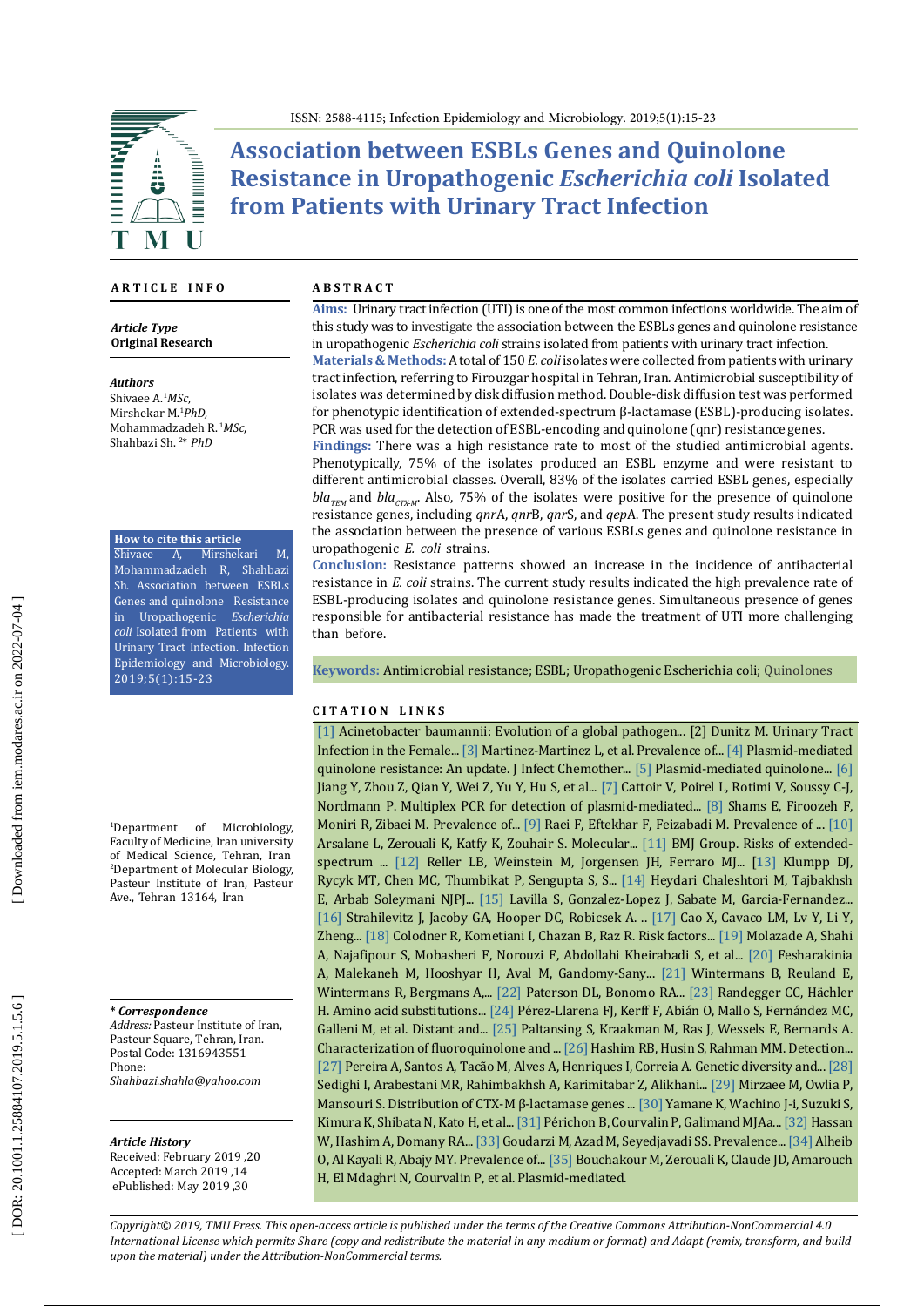# Association between ESBLs Genes and Quinolone Resistance in Uropathogenic *Escherichia coli* Isolated from Patients with Urinary Tract Infection

## ARTICLE INFO

***Article Type***
**Original Research**

***Authors***
Shivaee A.[1] *MSc*,
Mirshekar M.[1] *PhD*,
Mohammadzadeh R. [1] *MSc*,
Shahbazi Sh. [2]* *PhD*

**How to cite this article**
Shivaee A, Mirshekari M, Mohammadzadeh R, Shahbazi Sh. Association between ESBLs Genes and quinolone Resistance in Uropathogenic *Escherichia coli* Isolated from Patients with Urinary Tract Infection. Infection Epidemiology and Microbiology. 2019;5(1):15-23

[1]Department of Microbiology, Faculty of Medicine, Iran university of Medical Science, Tehran, Iran
[2]Department of Molecular Biology, Pasteur Institute of Iran, Pasteur Ave., Tehran 13164, Iran

***\* Correspondence***
*Address:* Pasteur Institute of Iran, Pasteur Square, Tehran, Iran. Postal Code: 1316943551
Phone:
*Shahbazi.shahla@yahoo.com*

***Article History***
Received: February 2019 ,20
Accepted: March 2019 ,14
ePublished: May 2019 ,30

## ABSTRACT

**Aims:** Urinary tract infection (UTI) is one of the most common infections worldwide. The aim of this study was to investigate the association between the ESBLs genes and quinolone resistance in uropathogenic *Escherichia coli* strains isolated from patients with urinary tract infection.

**Materials & Methods:** A total of 150 *E. coli* isolates were collected from patients with urinary tract infection, referring to Firouzgar hospital in Tehran, Iran. Antimicrobial susceptibility of isolates was determined by disk diffusion method. Double-disk diffusion test was performed for phenotypic identification of extended-spectrum β-lactamase (ESBL)-producing isolates. PCR was used for the detection of ESBL-encoding and quinolone (qnr) resistance genes.

**Findings:** There was a high resistance rate to most of the studied antimicrobial agents. Phenotypically, 75% of the isolates produced an ESBL enzyme and were resistant to different antimicrobial classes. Overall, 83% of the isolates carried ESBL genes, especially $bla_{TEM}$ and $bla_{CTX-M}$. Also, 75% of the isolates were positive for the presence of quinolone resistance genes, including *qnr*A, *qnr*B, *qnr*S, and *qep*A. The present study results indicated the association between the presence of various ESBLs genes and quinolone resistance in uropathogenic *E. coli* strains.

**Conclusion:** Resistance patterns showed an increase in the incidence of antibacterial resistance in *E. coli* strains. The current study results indicated the high prevalence rate of ESBL-producing isolates and quinolone resistance genes. Simultaneous presence of genes responsible for antibacterial resistance has made the treatment of UTI more challenging than before.

**Keywords:** Antimicrobial resistance; ESBL; Uropathogenic Escherichia coli; Quinolones

## CITATION LINKS

[1] Acinetobacter baumannii: Evolution of a global pathogen... [2] Dunitz M. Urinary Tract Infection in the Female... [3] Martinez-Martinez L, et al. Prevalence of... [4] Plasmid-mediated quinolone resistance: An update. J Infect Chemother... [5] Plasmid-mediated quinolone... [6] Jiang Y, Zhou Z, Qian Y, Wei Z, Yu Y, Hu S, et al... [7] Cattoir V, Poirel L, Rotimi V, Soussy C-J, Nordmann P. Multiplex PCR for detection of plasmid-mediated... [8] Shams E, Firoozeh F, Moniri R, Zibaei M. Prevalence of... [9] Raei F, Eftekhar F, Feizabadi M. Prevalence of ... [10] Arsalane L, Zerouali K, Katfy K, Zouhair S. Molecular... [11] BMJ Group. Risks of extended-spectrum ... [12] Reller LB, Weinstein M, Jorgensen JH, Ferraro MJ... [13] Klumpp DJ, Rycyk MT, Chen MC, Thumbikat P, Sengupta S, S... [14] Heydari Chaleshtori M, Tajbakhsh E, Arbab Soleymani NJPJ... [15] Lavilla S, Gonzalez-Lopez J, Sabate M, Garcia-Fernandez... [16] Strahilevitz J, Jacoby GA, Hooper DC, Robicsek A. .. [17] Cao X, Cavaco LM, Lv Y, Li Y, Zheng... [18] Colodner R, Kometiani I, Chazan B, Raz R. Risk factors... [19] Molazade A, Shahi A, Najafipour S, Mobasheri F, Norouzi F, Abdollahi Kheirabadi S, et al... [20] Fesharakinia A, Malekaneh M, Hooshyar H, Aval M, Gandomy-Sany... [21] Wintermans B, Reuland E, Wintermans R, Bergmans A,... [22] Paterson DL, Bonomo RA... [23] Randegger CC, Hächler H. Amino acid substitutions... [24] Pérez-Llarena FJ, Kerff F, Abián O, Mallo S, Fernández MC, Galleni M, et al. Distant and... [25] Paltansing S, Kraakman M, Ras J, Wessels E, Bernards A. Characterization of fluoroquinolone and ... [26] Hashim RB, Husin S, Rahman MM. Detection... [27] Pereira A, Santos A, Tacão M, Alves A, Henriques I, Correia A. Genetic diversity and... [28] Sedighi I, Arabestani MR, Rahimbakhsh A, Karimitabar Z, Alikhani... [29] Mirzaee M, Owlia P, Mansouri S. Distribution of CTX-M β-lactamase genes ... [30] Yamane K, Wachino J-i, Suzuki S, Kimura K, Shibata N, Kato H, et al... [31] Périchon B, Courvalin P, Galimand MJAa... [32] Hassan W, Hashim A, Domany RA... [33] Goudarzi M, Azad M, Seyedjavadi SS. Prevalence... [34] Alheib O, Al Kayali R, Abajy MY. Prevalence of... [35] Bouchakour M, Zerouali K, Claude JD, Amarouch H, El Mdaghri N, Courvalin P, et al. Plasmid-mediated.

*Copyright© 2019, TMU Press. This open-access article is published under the terms of the Creative Commons Attribution-NonCommercial 4.0 International License which permits Share (copy and redistribute the material in any medium or format) and Adapt (remix, transform, and build upon the material) under the Attribution-NonCommercial terms.*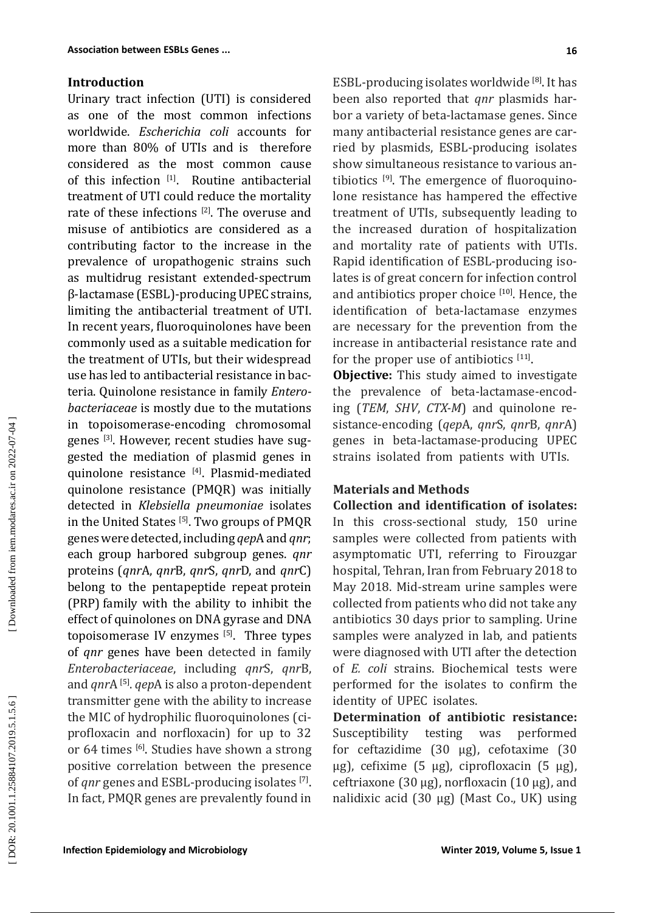## Introduction

Urinary tract infection (UTI) is considered as one of the most common infections worldwide. *Escherichia coli* accounts for more than 80% of UTIs and is therefore considered as the most common cause of this infection [1]. Routine antibacterial treatment of UTI could reduce the mortality rate of these infections [2]. The overuse and misuse of antibiotics are considered as a contributing factor to the increase in the prevalence of uropathogenic strains such as multidrug resistant extended-spectrum β-lactamase (ESBL)-producing UPEC strains, limiting the antibacterial treatment of UTI. In recent years, fluoroquinolones have been commonly used as a suitable medication for the treatment of UTIs, but their widespread use has led to antibacterial resistance in bacteria. Quinolone resistance in family *Enterobacteriaceae* is mostly due to the mutations in topoisomerase-encoding chromosomal genes [3]. However, recent studies have suggested the mediation of plasmid genes in quinolone resistance [4]. Plasmid-mediated quinolone resistance (PMQR) was initially detected in *Klebsiella pneumoniae* isolates in the United States [5]. Two groups of PMQR genes were detected, including *qep*A and *qnr*; each group harbored subgroup genes. *qnr* proteins (*qnr*A, *qnr*B, *qnr*S, *qnr*D, and *qnr*C) belong to the pentapeptide repeat protein (PRP) family with the ability to inhibit the effect of quinolones on DNA gyrase and DNA topoisomerase IV enzymes [5]. Three types of *qnr* genes have been detected in family *Enterobacteriaceae*, including *qnr*S, *qnr*B, and *qnr*A [5]. *qep*A is also a proton-dependent transmitter gene with the ability to increase the MIC of hydrophilic fluoroquinolones (ciprofloxacin and norfloxacin) for up to 32 or 64 times [6]. Studies have shown a strong positive correlation between the presence of *qnr* genes and ESBL-producing isolates [7]. In fact, PMQR genes are prevalently found in ESBL-producing isolates worldwide [8]. It has been also reported that *qnr* plasmids harbor a variety of beta-lactamase genes. Since many antibacterial resistance genes are carried by plasmids, ESBL-producing isolates show simultaneous resistance to various antibiotics [9]. The emergence of fluoroquinolone resistance has hampered the effective treatment of UTIs, subsequently leading to the increased duration of hospitalization and mortality rate of patients with UTIs. Rapid identification of ESBL-producing isolates is of great concern for infection control and antibiotics proper choice [10]. Hence, the identification of beta-lactamase enzymes are necessary for the prevention from the increase in antibacterial resistance rate and for the proper use of antibiotics [11].

**Objective:** This study aimed to investigate the prevalence of beta-lactamase-encoding (*TEM*, *SHV*, *CTX-M*) and quinolone resistance-encoding (*qep*A, *qnr*S, *qnr*B, *qnr*A) genes in beta-lactamase-producing UPEC strains isolated from patients with UTIs.

## Materials and Methods

**Collection and identification of isolates:** In this cross-sectional study, 150 urine samples were collected from patients with asymptomatic UTI, referring to Firouzgar hospital, Tehran, Iran from February 2018 to May 2018. Mid-stream urine samples were collected from patients who did not take any antibiotics 30 days prior to sampling. Urine samples were analyzed in lab, and patients were diagnosed with UTI after the detection of *E. coli* strains. Biochemical tests were performed for the isolates to confirm the identity of UPEC isolates.

**Determination of antibiotic resistance:** Susceptibility testing was performed for ceftazidime (30 μg), cefotaxime (30 μg), cefixime (5 μg), ciprofloxacin (5 μg), ceftriaxone (30 μg), norfloxacin (10 μg), and nalidixic acid (30 μg) (Mast Co., UK) using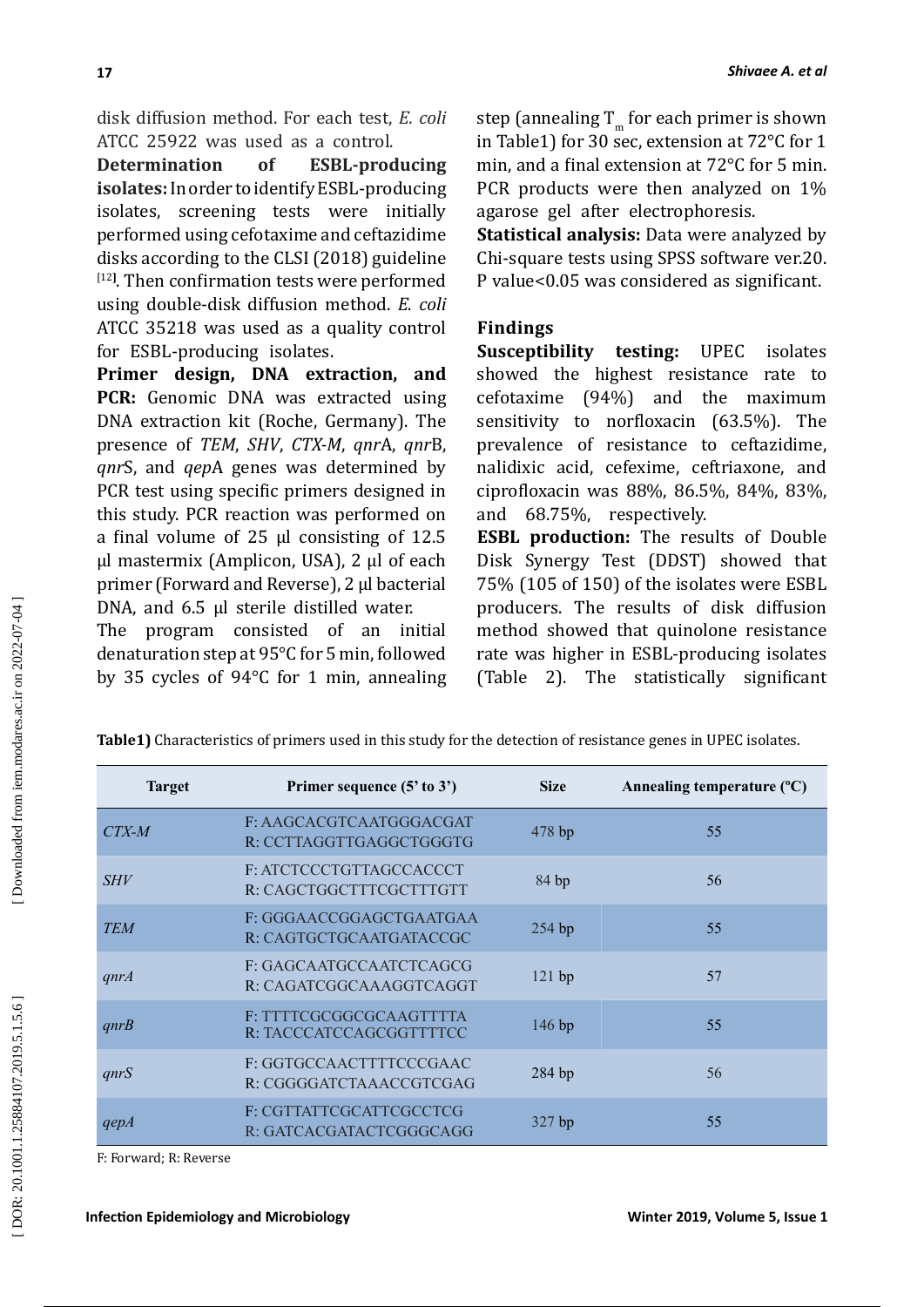disk diffusion method. For each test, *E. coli* ATCC 25922 was used as a control.

**Determination of ESBL-producing isolates:** In order to identify ESBL-producing isolates, screening tests were initially performed using cefotaxime and ceftazidime disks according to the CLSI (2018) guideline [12]. Then confirmation tests were performed using double-disk diffusion method. *E. coli* ATCC 35218 was used as a quality control for ESBL-producing isolates.

**Primer design, DNA extraction, and PCR:** Genomic DNA was extracted using DNA extraction kit (Roche, Germany). The presence of *TEM*, *SHV*, *CTX-M*, *qnr*A, *qnr*B, *qnr*S, and *qep*A genes was determined by PCR test using specific primers designed in this study. PCR reaction was performed on a final volume of 25 µl consisting of 12.5 µl mastermix (Amplicon, USA), 2 µl of each primer (Forward and Reverse), 2 µl bacterial DNA, and 6.5 µl sterile distilled water.

The program consisted of an initial denaturation step at 95°C for 5 min, followed by 35 cycles of 94°C for 1 min, annealing step (annealing $T_m$ for each primer is shown in Table1) for 30 sec, extension at 72°C for 1 min, and a final extension at 72°C for 5 min. PCR products were then analyzed on 1% agarose gel after electrophoresis.

**Statistical analysis:** Data were analyzed by Chi-square tests using SPSS software ver.20. P value<0.05 was considered as significant.

## Findings

**Susceptibility testing:** UPEC isolates showed the highest resistance rate to cefotaxime (94%) and the maximum sensitivity to norfloxacin (63.5%). The prevalence of resistance to ceftazidime, nalidixic acid, cefexime, ceftriaxone, and ciprofloxacin was 88%, 86.5%, 84%, 83%, and 68.75%, respectively.

**ESBL production:** The results of Double Disk Synergy Test (DDST) showed that 75% (105 of 150) of the isolates were ESBL producers. The results of disk diffusion method showed that quinolone resistance rate was higher in ESBL-producing isolates (Table 2). The statistically significant

**Table1)** Characteristics of primers used in this study for the detection of resistance genes in UPEC isolates.

| Target | Primer sequence (5' to 3') | Size | Annealing temperature (ºC) |
|---|---|---|---|
| *CTX-M* | F: AAGCACGTCAATGGGACGAT<br>R: CCTTAGGTTGAGGCTGGGTG | 478 bp | 55 |
| *SHV* | F: ATCTCCCTGTTAGCCACCCT<br>R: CAGCTGGCTTTCGCTTTGTT | 84 bp | 56 |
| *TEM* | F: GGGAACCGGAGCTGAATGAA<br>R: CAGTGCTGCAATGATACCGC | 254 bp | 55 |
| *qnrA* | F: GAGCAATGCCAATCTCAGCG<br>R: CAGATCGGCAAAGGTCAGGT | 121 bp | 57 |
| *qnrB* | F: TTTTCGCGGCGCAAGTTTTA<br>R: TACCCATCCAGCGGTTTTCC | 146 bp | 55 |
| *qnrS* | F: GGTGCCAACTTTTCCCGAAC<br>R: CGGGGATCTAAACCGTCGAG | 284 bp | 56 |
| *qepA* | F: CGTTATTCGCATTCGCCTCG<br>R: GATCACGATACTCGGGCAGG | 327 bp | 55 |

F: Forward; R: Reverse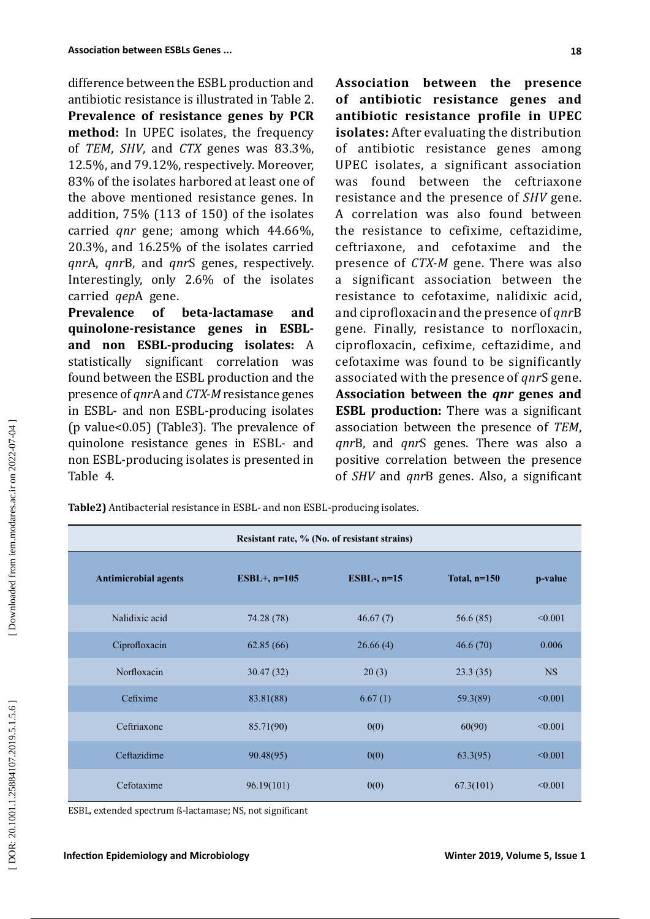difference between the ESBL production and antibiotic resistance is illustrated in Table 2.

**Prevalence of resistance genes by PCR method:** In UPEC isolates, the frequency of *TEM*, *SHV*, and *CTX* genes was 83.3%, 12.5%, and 79.12%, respectively. Moreover, 83% of the isolates harbored at least one of the above mentioned resistance genes. In addition, 75% (113 of 150) of the isolates carried *qnr* gene; among which 44.66%, 20.3%, and 16.25% of the isolates carried *qnr*A, *qnr*B, and *qnr*S genes, respectively. Interestingly, only 2.6% of the isolates carried *qep*A gene.

**Prevalence of beta-lactamase and quinolone-resistance genes in ESBL- and non ESBL-producing isolates:** A statistically significant correlation was found between the ESBL production and the presence of *qnr*A and *CTX-M* resistance genes in ESBL- and non ESBL-producing isolates (p value<0.05) (Table3). The prevalence of quinolone resistance genes in ESBL- and non ESBL-producing isolates is presented in Table 4.

**Association between the presence of antibiotic resistance genes and antibiotic resistance profile in UPEC isolates:** After evaluating the distribution of antibiotic resistance genes among UPEC isolates, a significant association was found between the ceftriaxone resistance and the presence of *SHV* gene. A correlation was also found between the resistance to cefixime, ceftazidime, ceftriaxone, and cefotaxime and the presence of *CTX-M* gene. There was also a significant association between the resistance to cefotaxime, nalidixic acid, and ciprofloxacin and the presence of *qnr*B gene. Finally, resistance to norfloxacin, ciprofloxacin, cefixime, ceftazidime, and cefotaxime was found to be significantly associated with the presence of *qnr*S gene.

**Association between the *qnr* genes and ESBL production:** There was a significant association between the presence of *TEM*, *qnr*B, and *qnr*S genes. There was also a positive correlation between the presence of *SHV* and *qnr*B genes. Also, a significant

**Table2)** Antibacterial resistance in ESBL- and non ESBL-producing isolates.

| Resistant rate, % (No. of resistant strains) | | | | |
|---|---|---|---|---|
| **Antimicrobial agents** | **ESBL+, n=105** | **ESBL-, n=15** | **Total, n=150** | **p-value** |
| Nalidixic acid | 74.28 (78) | 46.67 (7) | 56.6 (85) | <0.001 |
| Ciprofloxacin | 62.85 (66) | 26.66 (4) | 46.6 (70) | 0.006 |
| Norfloxacin | 30.47 (32) | 20 (3) | 23.3 (35) | NS |
| Cefixime | 83.81(88) | 6.67 (1) | 59.3(89) | <0.001 |
| Ceftriaxone | 85.71(90) | 0(0) | 60(90) | <0.001 |
| Ceftazidime | 90.48(95) | 0(0) | 63.3(95) | <0.001 |
| Cefotaxime | 96.19(101) | 0(0) | 67.3(101) | <0.001 |

ESBL, extended spectrum ß-lactamase; NS, not significant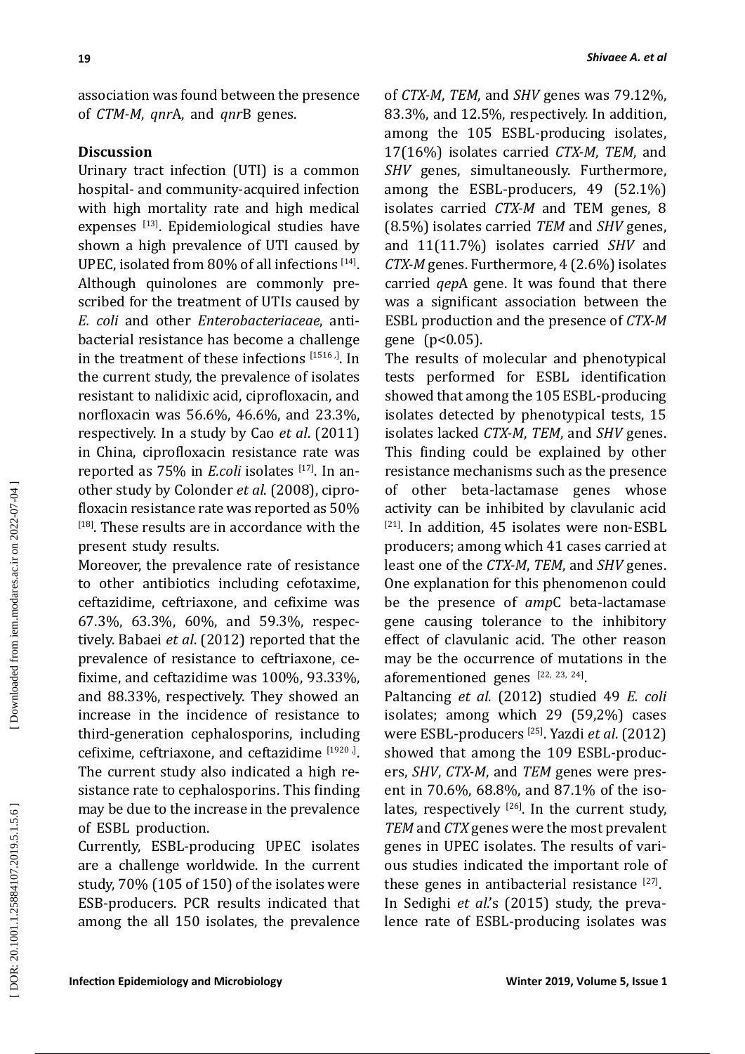association was found between the presence of *CTM-M*, *qnr*A, and *qnr*B genes.

## Discussion

Urinary tract infection (UTI) is a common hospital- and community-acquired infection with high mortality rate and high medical expenses [13]. Epidemiological studies have shown a high prevalence of UTI caused by UPEC, isolated from 80% of all infections [14]. Although quinolones are commonly prescribed for the treatment of UTIs caused by *E. coli* and other *Enterobacteriaceae*, antibacterial resistance has become a challenge in the treatment of these infections [1516 ,]. In the current study, the prevalence of isolates resistant to nalidixic acid, ciprofloxacin, and norfloxacin was 56.6%, 46.6%, and 23.3%, respectively. In a study by Cao *et al*. (2011) in China, ciprofloxacin resistance rate was reported as 75% in *E.coli* isolates [17]. In another study by Colonder *et al*. (2008), ciprofloxacin resistance rate was reported as 50% [18]. These results are in accordance with the present study results.

Moreover, the prevalence rate of resistance to other antibiotics including cefotaxime, ceftazidime, ceftriaxone, and cefixime was 67.3%, 63.3%, 60%, and 59.3%, respectively. Babaei *et al*. (2012) reported that the prevalence of resistance to ceftriaxone, cefixime, and ceftazidime was 100%, 93.33%, and 88.33%, respectively. They showed an increase in the incidence of resistance to third-generation cephalosporins, including cefixime, ceftriaxone, and ceftazidime [1920 ,]. The current study also indicated a high resistance rate to cephalosporins. This finding may be due to the increase in the prevalence of ESBL production.

Currently, ESBL-producing UPEC isolates are a challenge worldwide. In the current study, 70% (105 of 150) of the isolates were ESB-producers. PCR results indicated that among the all 150 isolates, the prevalence of *CTX-M*, *TEM*, and *SHV* genes was 79.12%, 83.3%, and 12.5%, respectively. In addition, among the 105 ESBL-producing isolates, 17(16%) isolates carried *CTX-M*, *TEM*, and *SHV* genes, simultaneously. Furthermore, among the ESBL-producers, 49 (52.1%) isolates carried *CTX-M* and TEM genes, 8 (8.5%) isolates carried *TEM* and *SHV* genes, and 11(11.7%) isolates carried *SHV* and *CTX-M* genes. Furthermore, 4 (2.6%) isolates carried *qep*A gene. It was found that there was a significant association between the ESBL production and the presence of *CTX-M* gene ($p<0.05$).

The results of molecular and phenotypical tests performed for ESBL identification showed that among the 105 ESBL-producing isolates detected by phenotypical tests, 15 isolates lacked *CTX-M*, *TEM*, and *SHV* genes. This finding could be explained by other resistance mechanisms such as the presence of other beta-lactamase genes whose activity can be inhibited by clavulanic acid [21]. In addition, 45 isolates were non-ESBL producers; among which 41 cases carried at least one of the *CTX-M*, *TEM*, and *SHV* genes. One explanation for this phenomenon could be the presence of *amp*C beta-lactamase gene causing tolerance to the inhibitory effect of clavulanic acid. The other reason may be the occurrence of mutations in the aforementioned genes [22, 23, 24].

Paltancing *et al*. (2012) studied 49 *E. coli* isolates; among which 29 (59,2%) cases were ESBL-producers [25]. Yazdi *et al*. (2012) showed that among the 109 ESBL-producers, *SHV*, *CTX-M*, and *TEM* genes were present in 70.6%, 68.8%, and 87.1% of the isolates, respectively [26]. In the current study, *TEM* and *CTX* genes were the most prevalent genes in UPEC isolates. The results of various studies indicated the important role of these genes in antibacterial resistance [27].

In Sedighi *et al*.'s (2015) study, the prevalence rate of ESBL-producing isolates was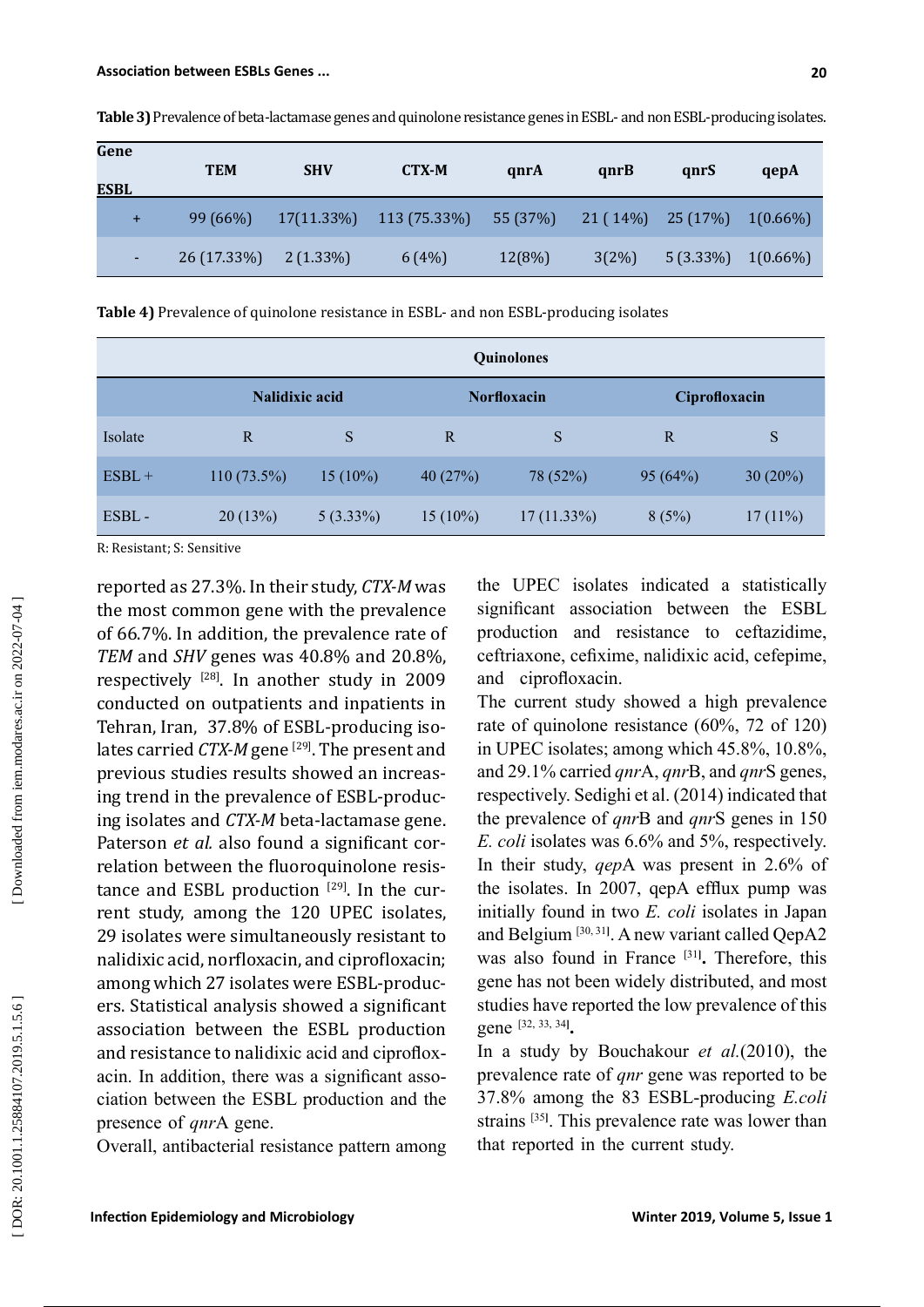**Table 3)** Prevalence of beta-lactamase genes and quinolone resistance genes in ESBL- and non ESBL-producing isolates.

| Gene / ESBL | TEM | SHV | CTX-M | qnrA | qnrB | qnrS | qepA |
|---|---|---|---|---|---|---|---|
| + | 99 (66%) | 17(11.33%) | 113 (75.33%) | 55 (37%) | 21 ( 14%) | 25 (17%) | 1(0.66%) |
| - | 26 (17.33%) | 2 (1.33%) | 6 (4%) | 12(8%) | 3(2%) | 5 (3.33%) | 1(0.66%) |

**Table 4)** Prevalence of quinolone resistance in ESBL- and non ESBL-producing isolates

| | Quinolones | | | | | |
|---|---|---|---|---|---|---|
| | Nalidixic acid | | Norfloxacin | | Ciprofloxacin | |
| Isolate | R | S | R | S | R | S |
| ESBL + | 110 (73.5%) | 15 (10%) | 40 (27%) | 78 (52%) | 95 (64%) | 30 (20%) |
| ESBL - | 20 (13%) | 5 (3.33%) | 15 (10%) | 17 (11.33%) | 8 (5%) | 17 (11%) |

R: Resistant; S: Sensitive

reported as 27.3%. In their study, *CTX-M* was the most common gene with the prevalence of 66.7%. In addition, the prevalence rate of *TEM* and *SHV* genes was 40.8% and 20.8%, respectively [28]. In another study in 2009 conducted on outpatients and inpatients in Tehran, Iran, 37.8% of ESBL-producing isolates carried *CTX-M* gene [29]. The present and previous studies results showed an increasing trend in the prevalence of ESBL-producing isolates and *CTX-M* beta-lactamase gene. Paterson *et al.* also found a significant correlation between the fluoroquinolone resistance and ESBL production [29]. In the current study, among the 120 UPEC isolates, 29 isolates were simultaneously resistant to nalidixic acid, norfloxacin, and ciprofloxacin; among which 27 isolates were ESBL-producers. Statistical analysis showed a significant association between the ESBL production and resistance to nalidixic acid and ciprofloxacin. In addition, there was a significant association between the ESBL production and the presence of *qnr*A gene.

Overall, antibacterial resistance pattern among the UPEC isolates indicated a statistically significant association between the ESBL production and resistance to ceftazidime, ceftriaxone, cefixime, nalidixic acid, cefepime, and ciprofloxacin.

The current study showed a high prevalence rate of quinolone resistance (60%, 72 of 120) in UPEC isolates; among which 45.8%, 10.8%, and 29.1% carried *qnr*A, *qnr*B, and *qnr*S genes, respectively. Sedighi et al. (2014) indicated that the prevalence of *qnr*B and *qnr*S genes in 150 *E. coli* isolates was 6.6% and 5%, respectively. In their study, *qep*A was present in 2.6% of the isolates. In 2007, qepA efflux pump was initially found in two *E. coli* isolates in Japan and Belgium [30, 31]. A new variant called QepA2 was also found in France [31]**.** Therefore, this gene has not been widely distributed, and most studies have reported the low prevalence of this gene [32, 33, 34]**.**

In a study by Bouchakour *et al.*(2010), the prevalence rate of *qnr* gene was reported to be 37.8% among the 83 ESBL-producing *E.coli* strains [35]. This prevalence rate was lower than that reported in the current study.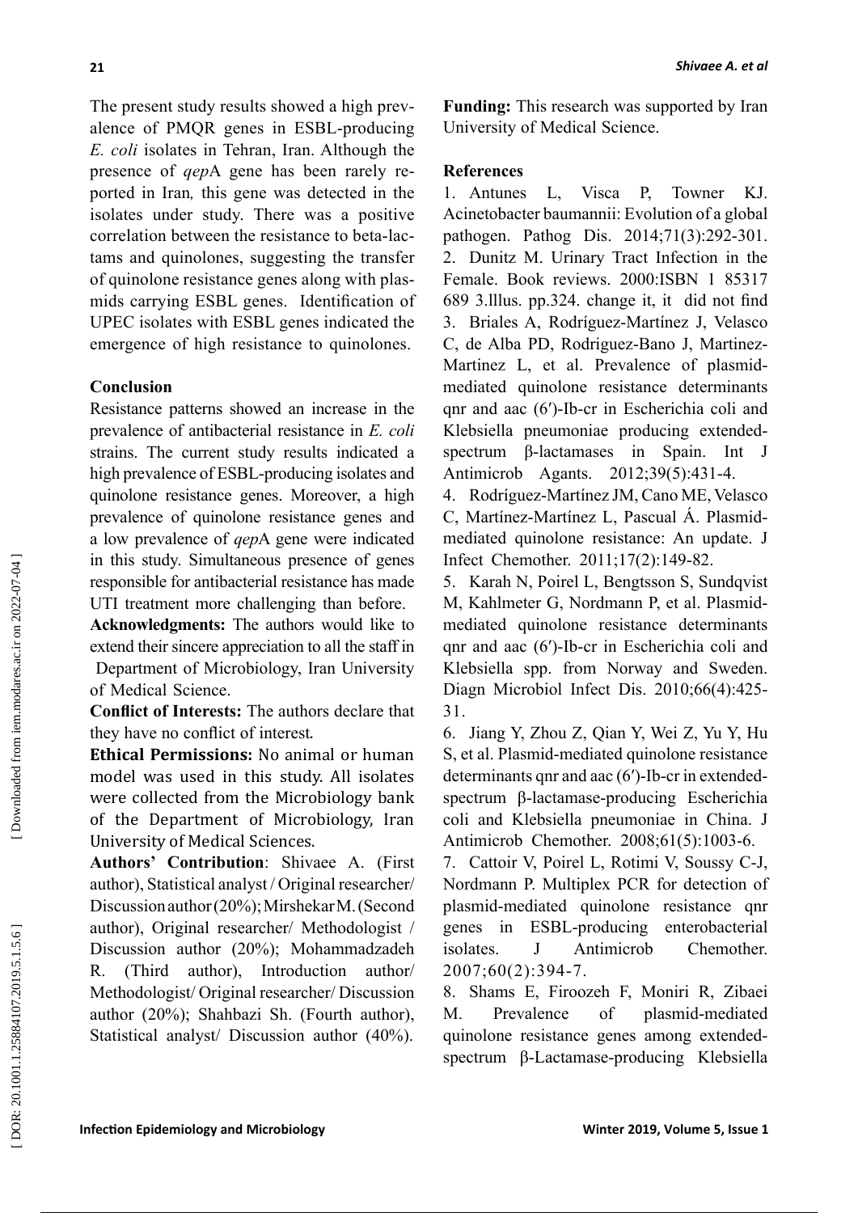The present study results showed a high prevalence of PMQR genes in ESBL-producing *E. coli* isolates in Tehran, Iran. Although the presence of *qep*A gene has been rarely reported in Iran, this gene was detected in the isolates under study. There was a positive correlation between the resistance to beta-lactams and quinolones, suggesting the transfer of quinolone resistance genes along with plasmids carrying ESBL genes. Identification of UPEC isolates with ESBL genes indicated the emergence of high resistance to quinolones.

## Conclusion

Resistance patterns showed an increase in the prevalence of antibacterial resistance in *E. coli* strains. The current study results indicated a high prevalence of ESBL-producing isolates and quinolone resistance genes. Moreover, a high prevalence of quinolone resistance genes and a low prevalence of *qep*A gene were indicated in this study. Simultaneous presence of genes responsible for antibacterial resistance has made UTI treatment more challenging than before.

**Acknowledgments:** The authors would like to extend their sincere appreciation to all the staff in Department of Microbiology, Iran University of Medical Science.

**Conflict of Interests:** The authors declare that they have no conflict of interest.

**Ethical Permissions:** No animal or human model was used in this study. All isolates were collected from the Microbiology bank of the Department of Microbiology, Iran University of Medical Sciences.

**Authors' Contribution**: Shivaee A. (First author), Statistical analyst / Original researcher/ Discussion author (20%); Mirshekar M. (Second author), Original researcher/ Methodologist / Discussion author (20%); Mohammadzadeh R. (Third author), Introduction author/ Methodologist/ Original researcher/ Discussion author (20%); Shahbazi Sh. (Fourth author), Statistical analyst/ Discussion author (40%).

**Funding:** This research was supported by Iran University of Medical Science.

## References

1. Antunes L, Visca P, Towner KJ. Acinetobacter baumannii: Evolution of a global pathogen. Pathog Dis. 2014;71(3):292-301.
2. Dunitz M. Urinary Tract Infection in the Female. Book reviews. 2000:ISBN 1 85317 689 3.lllus. pp.324. change it, it did not find
3. Briales A, Rodríguez-Martínez J, Velasco C, de Alba PD, Rodriguez-Bano J, Martinez-Martinez L, et al. Prevalence of plasmid-mediated quinolone resistance determinants qnr and aac (6′)-Ib-cr in Escherichia coli and Klebsiella pneumoniae producing extended-spectrum β-lactamases in Spain. Int J Antimicrob Agants. 2012;39(5):431-4.
4. Rodríguez-Martínez JM, Cano ME, Velasco C, Martínez-Martínez L, Pascual Á. Plasmid-mediated quinolone resistance: An update. J Infect Chemother. 2011;17(2):149-82.
5. Karah N, Poirel L, Bengtsson S, Sundqvist M, Kahlmeter G, Nordmann P, et al. Plasmid-mediated quinolone resistance determinants qnr and aac (6′)-Ib-cr in Escherichia coli and Klebsiella spp. from Norway and Sweden. Diagn Microbiol Infect Dis. 2010;66(4):425-31.
6. Jiang Y, Zhou Z, Qian Y, Wei Z, Yu Y, Hu S, et al. Plasmid-mediated quinolone resistance determinants qnr and aac (6′)-Ib-cr in extended-spectrum β-lactamase-producing Escherichia coli and Klebsiella pneumoniae in China. J Antimicrob Chemother. 2008;61(5):1003-6.
7. Cattoir V, Poirel L, Rotimi V, Soussy C-J, Nordmann P. Multiplex PCR for detection of plasmid-mediated quinolone resistance qnr genes in ESBL-producing enterobacterial isolates. J Antimicrob Chemother. 2007;60(2):394-7.
8. Shams E, Firoozeh F, Moniri R, Zibaei M. Prevalence of plasmid-mediated quinolone resistance genes among extended-spectrum β-Lactamase-producing Klebsiella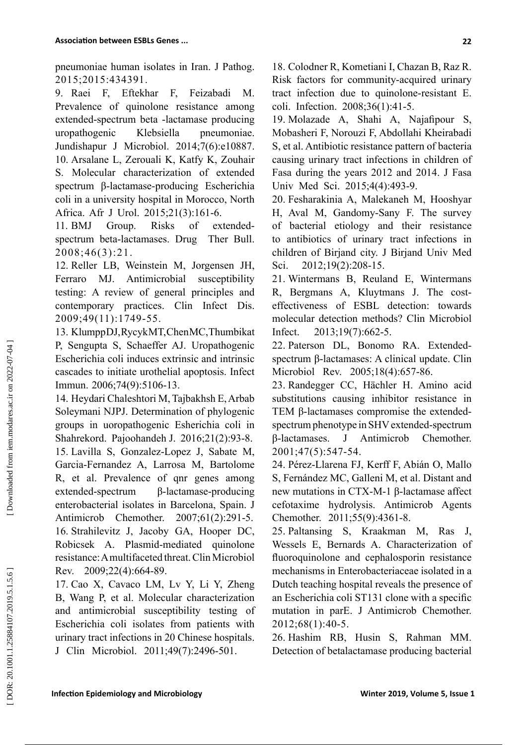pneumoniae human isolates in Iran. J Pathog. 2015;2015:434391.

9. Raei F, Eftekhar F, Feizabadi M. Prevalence of quinolone resistance among extended-spectrum beta -lactamase producing uropathogenic Klebsiella pneumoniae. Jundishapur J Microbiol. 2014;7(6):e10887.

10. Arsalane L, Zerouali K, Katfy K, Zouhair S. Molecular characterization of extended spectrum β-lactamase-producing Escherichia coli in a university hospital in Morocco, North Africa. Afr J Urol. 2015;21(3):161-6.

11. BMJ Group. Risks of extended-spectrum beta-lactamases. Drug Ther Bull. 2008;46(3):21.

12. Reller LB, Weinstein M, Jorgensen JH, Ferraro MJ. Antimicrobial susceptibility testing: A review of general principles and contemporary practices. Clin Infect Dis. 2009;49(11):1749-55.

13. KlumppDJ,RycykMT,ChenMC,Thumbikat P, Sengupta S, Schaeffer AJ. Uropathogenic Escherichia coli induces extrinsic and intrinsic cascades to initiate urothelial apoptosis. Infect Immun. 2006;74(9):5106-13.

14. Heydari Chaleshtori M, Tajbakhsh E, Arbab Soleymani NJPJ. Determination of phylogenic groups in uoropathogenic Esherichia coli in Shahrekord. Pajoohandeh J. 2016;21(2):93-8.

15. Lavilla S, Gonzalez-Lopez J, Sabate M, Garcia-Fernandez A, Larrosa M, Bartolome R, et al. Prevalence of qnr genes among extended-spectrum β-lactamase-producing enterobacterial isolates in Barcelona, Spain. J Antimicrob Chemother. 2007;61(2):291-5.

16. Strahilevitz J, Jacoby GA, Hooper DC, Robicsek A. Plasmid-mediated quinolone resistance: A multifaceted threat. Clin Microbiol Rev. 2009;22(4):664-89.

17. Cao X, Cavaco LM, Lv Y, Li Y, Zheng B, Wang P, et al. Molecular characterization and antimicrobial susceptibility testing of Escherichia coli isolates from patients with urinary tract infections in 20 Chinese hospitals. J Clin Microbiol. 2011;49(7):2496-501.

18. Colodner R, Kometiani I, Chazan B, Raz R. Risk factors for community-acquired urinary tract infection due to quinolone-resistant E. coli. Infection. 2008;36(1):41-5.

19. Molazade A, Shahi A, Najafipour S, Mobasheri F, Norouzi F, Abdollahi Kheirabadi S, et al. Antibiotic resistance pattern of bacteria causing urinary tract infections in children of Fasa during the years 2012 and 2014. J Fasa Univ Med Sci. 2015;4(4):493-9.

20. Fesharakinia A, Malekaneh M, Hooshyar H, Aval M, Gandomy-Sany F. The survey of bacterial etiology and their resistance to antibiotics of urinary tract infections in children of Birjand city. J Birjand Univ Med Sci. 2012;19(2):208-15.

21. Wintermans B, Reuland E, Wintermans R, Bergmans A, Kluytmans J. The cost-effectiveness of ESBL detection: towards molecular detection methods? Clin Microbiol Infect. 2013;19(7):662-5.

22. Paterson DL, Bonomo RA. Extended-spectrum β-lactamases: A clinical update. Clin Microbiol Rev. 2005;18(4):657-86.

23. Randegger CC, Hächler H. Amino acid substitutions causing inhibitor resistance in TEM β-lactamases compromise the extended-spectrum phenotype in SHV extended-spectrum β-lactamases. J Antimicrob Chemother. 2001;47(5):547-54.

24. Pérez-Llarena FJ, Kerff F, Abián O, Mallo S, Fernández MC, Galleni M, et al. Distant and new mutations in CTX-M-1 β-lactamase affect cefotaxime hydrolysis. Antimicrob Agents Chemother. 2011;55(9):4361-8.

25. Paltansing S, Kraakman M, Ras J, Wessels E, Bernards A. Characterization of fluoroquinolone and cephalosporin resistance mechanisms in Enterobacteriaceae isolated in a Dutch teaching hospital reveals the presence of an Escherichia coli ST131 clone with a specific mutation in parE. J Antimicrob Chemother. 2012;68(1):40-5.

26. Hashim RB, Husin S, Rahman MM. Detection of betalactamase producing bacterial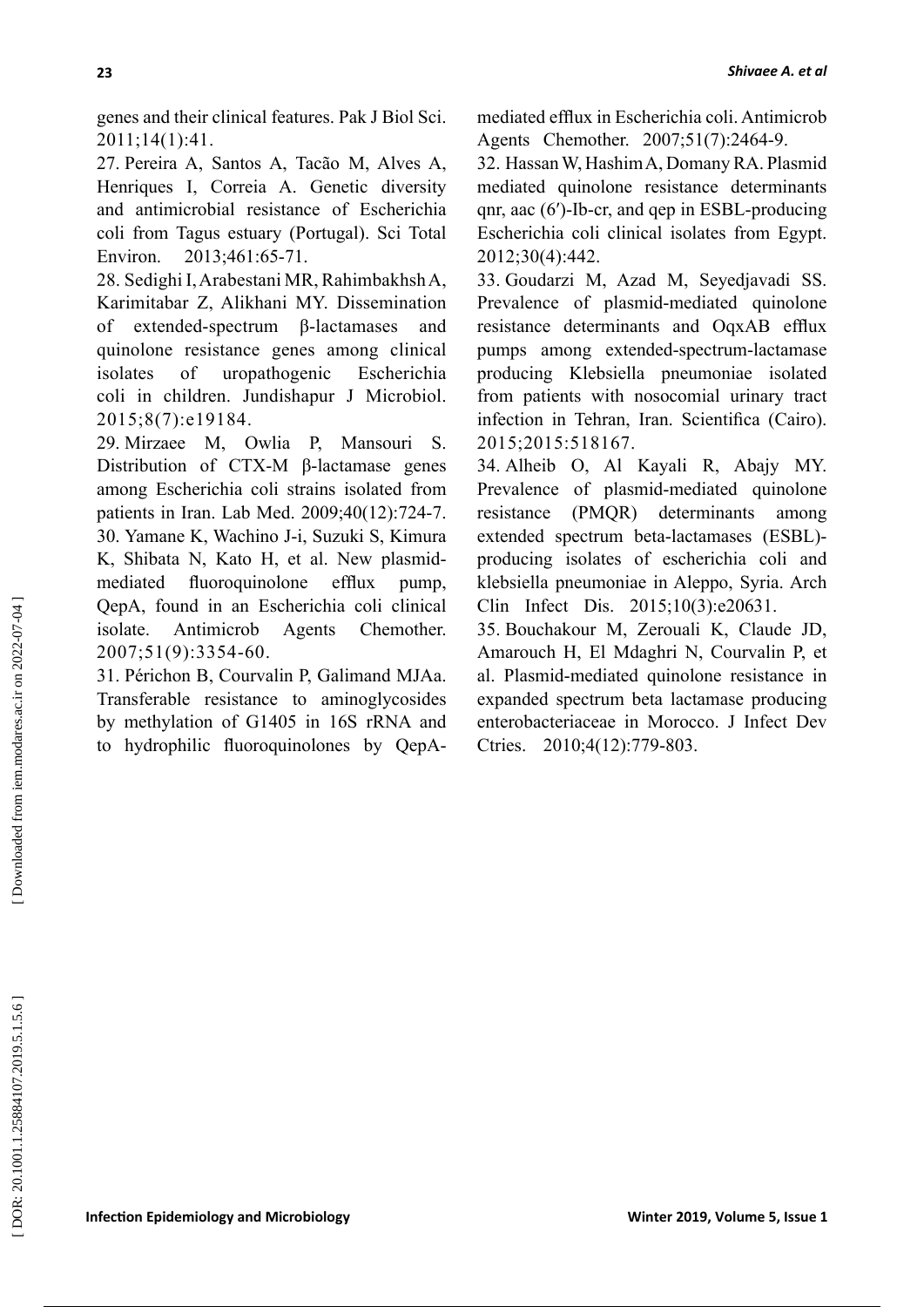genes and their clinical features. Pak J Biol Sci. 2011;14(1):41.

27. Pereira A, Santos A, Tacão M, Alves A, Henriques I, Correia A. Genetic diversity and antimicrobial resistance of Escherichia coli from Tagus estuary (Portugal). Sci Total Environ. 2013;461:65-71.

28. Sedighi I, Arabestani MR, Rahimbakhsh A, Karimitabar Z, Alikhani MY. Dissemination of extended-spectrum β-lactamases and quinolone resistance genes among clinical isolates of uropathogenic Escherichia coli in children. Jundishapur J Microbiol. 2015;8(7):e19184.

29. Mirzaee M, Owlia P, Mansouri S. Distribution of CTX-M β-lactamase genes among Escherichia coli strains isolated from patients in Iran. Lab Med. 2009;40(12):724-7.

30. Yamane K, Wachino J-i, Suzuki S, Kimura K, Shibata N, Kato H, et al. New plasmid-mediated fluoroquinolone efflux pump, QepA, found in an Escherichia coli clinical isolate. Antimicrob Agents Chemother. 2007;51(9):3354-60.

31. Périchon B, Courvalin P, Galimand MJAa. Transferable resistance to aminoglycosides by methylation of G1405 in 16S rRNA and to hydrophilic fluoroquinolones by QepA-mediated efflux in Escherichia coli. Antimicrob Agents Chemother. 2007;51(7):2464-9.

32. Hassan W, Hashim A, Domany RA. Plasmid mediated quinolone resistance determinants qnr, aac (6′)-Ib-cr, and qep in ESBL-producing Escherichia coli clinical isolates from Egypt. 2012;30(4):442.

33. Goudarzi M, Azad M, Seyedjavadi SS. Prevalence of plasmid-mediated quinolone resistance determinants and OqxAB efflux pumps among extended-spectrum-lactamase producing Klebsiella pneumoniae isolated from patients with nosocomial urinary tract infection in Tehran, Iran. Scientifica (Cairo). 2015;2015:518167.

34. Alheib O, Al Kayali R, Abajy MY. Prevalence of plasmid-mediated quinolone resistance (PMQR) determinants among extended spectrum beta-lactamases (ESBL)-producing isolates of escherichia coli and klebsiella pneumoniae in Aleppo, Syria. Arch Clin Infect Dis. 2015;10(3):e20631.

35. Bouchakour M, Zerouali K, Claude JD, Amarouch H, El Mdaghri N, Courvalin P, et al. Plasmid-mediated quinolone resistance in expanded spectrum beta lactamase producing enterobacteriaceae in Morocco. J Infect Dev Ctries. 2010;4(12):779-803.